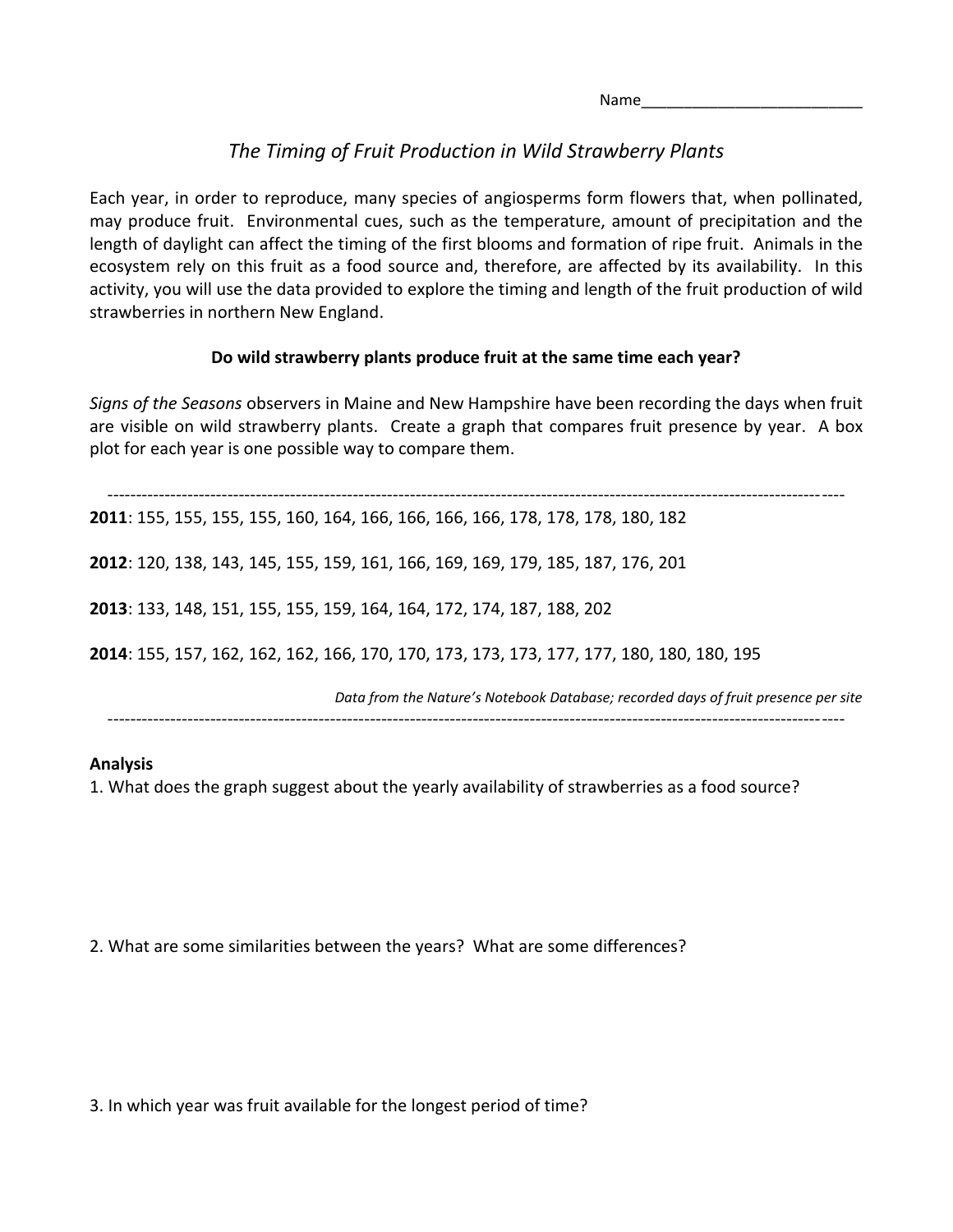Name___________________________

## *The Timing of Fruit Production in Wild Strawberry Plants*

Each year, in order to reproduce, many species of angiosperms form flowers that, when pollinated, may produce fruit. Environmental cues, such as the temperature, amount of precipitation and the length of daylight can affect the timing of the first blooms and formation of ripe fruit. Animals in the ecosystem rely on this fruit as a food source and, therefore, are affected by its availability. In this activity, you will use the data provided to explore the timing and length of the fruit production of wild strawberries in northern New England.

**Do wild strawberry plants produce fruit at the same time each year?**

*Signs of the Seasons* observers in Maine and New Hampshire have been recording the days when fruit are visible on wild strawberry plants. Create a graph that compares fruit presence by year. A box plot for each year is one possible way to compare them.

---

**2011**: 155, 155, 155, 155, 160, 164, 166, 166, 166, 166, 178, 178, 178, 180, 182

**2012**: 120, 138, 143, 145, 155, 159, 161, 166, 169, 169, 179, 185, 187, 176, 201

**2013**: 133, 148, 151, 155, 155, 159, 164, 164, 172, 174, 187, 188, 202

**2014**: 155, 157, 162, 162, 162, 166, 170, 170, 173, 173, 173, 177, 177, 180, 180, 180, 195

*Data from the Nature's Notebook Database; recorded days of fruit presence per site*

---

**Analysis**

1. What does the graph suggest about the yearly availability of strawberries as a food source?

2. What are some similarities between the years? What are some differences?

3. In which year was fruit available for the longest period of time?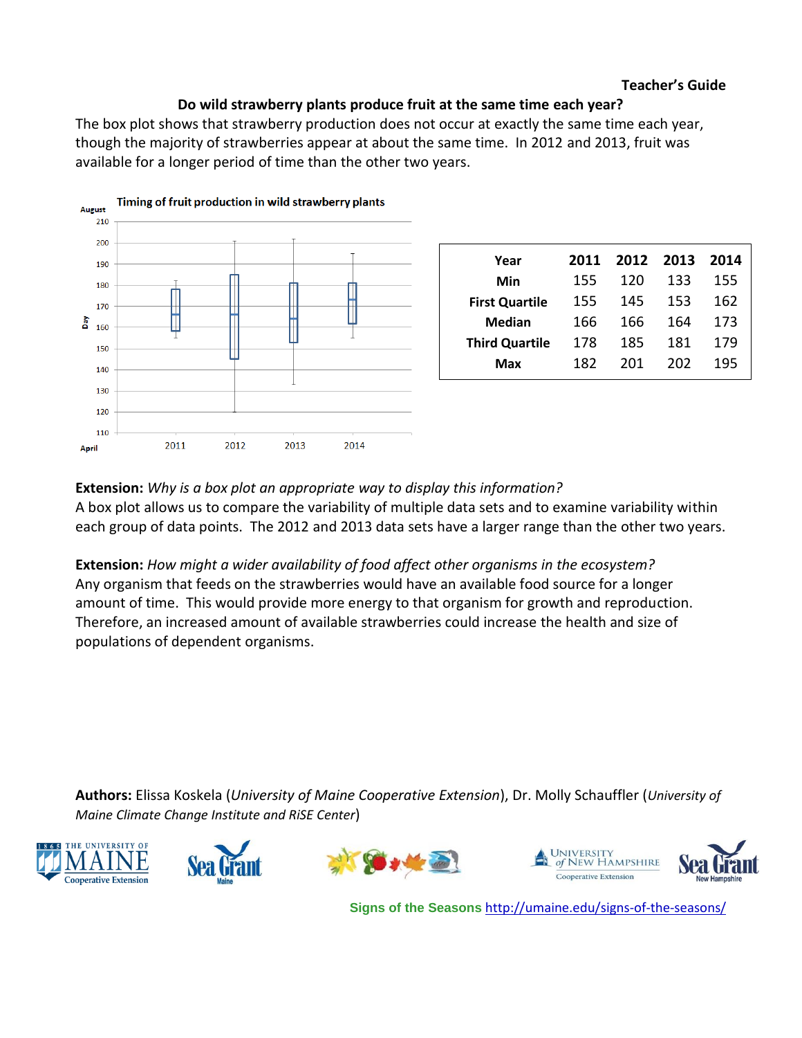**Teacher's Guide**

**Do wild strawberry plants produce fruit at the same time each year?**

The box plot shows that strawberry production does not occur at exactly the same time each year, though the majority of strawberries appear at about the same time. In 2012 and 2013, fruit was available for a longer period of time than the other two years.

Timing of fruit production in wild strawberry plants

August

210
200
190
180
170
160
150
140
130
120
110

Day

April

2011 2012 2013 2014

| Year | 2011 | 2012 | 2013 | 2014 |
|---|---|---|---|---|
| Min | 155 | 120 | 133 | 155 |
| First Quartile | 155 | 145 | 153 | 162 |
| Median | 166 | 166 | 164 | 173 |
| Third Quartile | 178 | 185 | 181 | 179 |
| Max | 182 | 201 | 202 | 195 |

**Extension:** *Why is a box plot an appropriate way to display this information?*
A box plot allows us to compare the variability of multiple data sets and to examine variability within each group of data points. The 2012 and 2013 data sets have a larger range than the other two years.

**Extension:** *How might a wider availability of food affect other organisms in the ecosystem?*
Any organism that feeds on the strawberries would have an available food source for a longer amount of time. This would provide more energy to that organism for growth and reproduction. Therefore, an increased amount of available strawberries could increase the health and size of populations of dependent organisms.

**Authors:** Elissa Koskela (*University of Maine Cooperative Extension*), Dr. Molly Schauffler (*University of Maine Climate Change Institute and RiSE Center*)

Signs of the Seasons http://umaine.edu/signs-of-the-seasons/